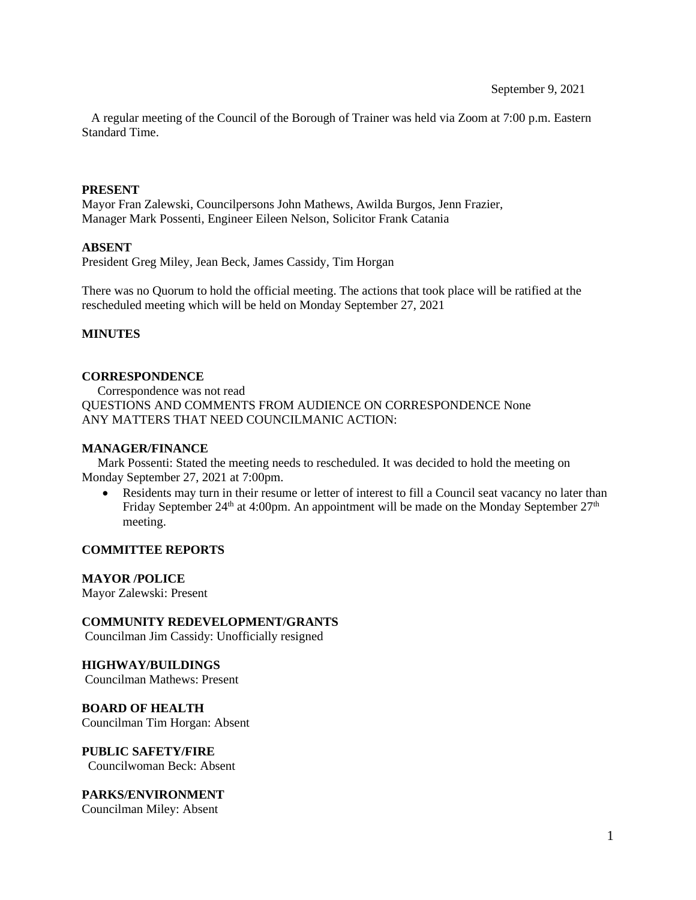September 9, 2021

A regular meeting of the Council of the Borough of Trainer was held via Zoom at 7:00 p.m. Eastern Standard Time.

**PRESENT**
Mayor Fran Zalewski, Councilpersons John Mathews, Awilda Burgos, Jenn Frazier, Manager Mark Possenti, Engineer Eileen Nelson, Solicitor Frank Catania

**ABSENT**
President Greg Miley, Jean Beck, James Cassidy, Tim Horgan

There was no Quorum to hold the official meeting. The actions that took place will be ratified at the rescheduled meeting which will be held on Monday September 27, 2021

**MINUTES**

**CORRESPONDENCE**
Correspondence was not read
QUESTIONS AND COMMENTS FROM AUDIENCE ON CORRESPONDENCE None
ANY MATTERS THAT NEED COUNCILMANIC ACTION:

**MANAGER/FINANCE**
Mark Possenti: Stated the meeting needs to rescheduled. It was decided to hold the meeting on Monday September 27, 2021 at 7:00pm.

- Residents may turn in their resume or letter of interest to fill a Council seat vacancy no later than Friday September 24th at 4:00pm. An appointment will be made on the Monday September 27th meeting.

**COMMITTEE REPORTS**

**MAYOR /POLICE**
Mayor Zalewski: Present

**COMMUNITY REDEVELOPMENT/GRANTS**
Councilman Jim Cassidy: Unofficially resigned

**HIGHWAY/BUILDINGS**
Councilman Mathews: Present

**BOARD OF HEALTH**
Councilman Tim Horgan: Absent

**PUBLIC SAFETY/FIRE**
Councilwoman Beck: Absent

**PARKS/ENVIRONMENT**
Councilman Miley: Absent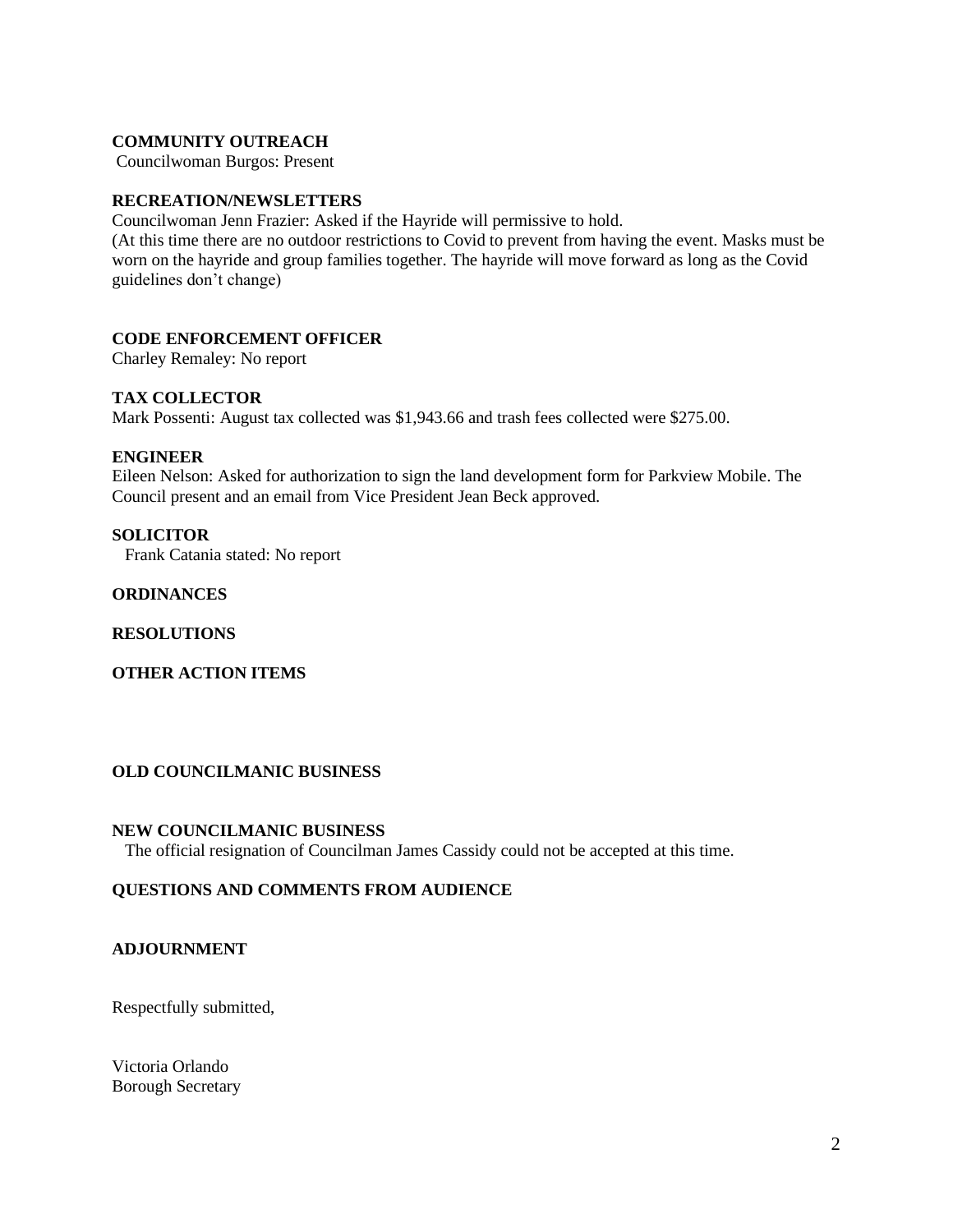**COMMUNITY OUTREACH**

Councilwoman Burgos: Present

**RECREATION/NEWSLETTERS**

Councilwoman Jenn Frazier: Asked if the Hayride will permissive to hold.
(At this time there are no outdoor restrictions to Covid to prevent from having the event. Masks must be worn on the hayride and group families together. The hayride will move forward as long as the Covid guidelines don't change)

**CODE ENFORCEMENT OFFICER**

Charley Remaley: No report

**TAX COLLECTOR**

Mark Possenti: August tax collected was $1,943.66 and trash fees collected were $275.00.

**ENGINEER**

Eileen Nelson: Asked for authorization to sign the land development form for Parkview Mobile. The Council present and an email from Vice President Jean Beck approved.

**SOLICITOR**

Frank Catania stated: No report

**ORDINANCES**

**RESOLUTIONS**

**OTHER ACTION ITEMS**

**OLD COUNCILMANIC BUSINESS**

**NEW COUNCILMANIC BUSINESS**

The official resignation of Councilman James Cassidy could not be accepted at this time.

**QUESTIONS AND COMMENTS FROM AUDIENCE**

**ADJOURNMENT**

Respectfully submitted,

Victoria Orlando
Borough Secretary